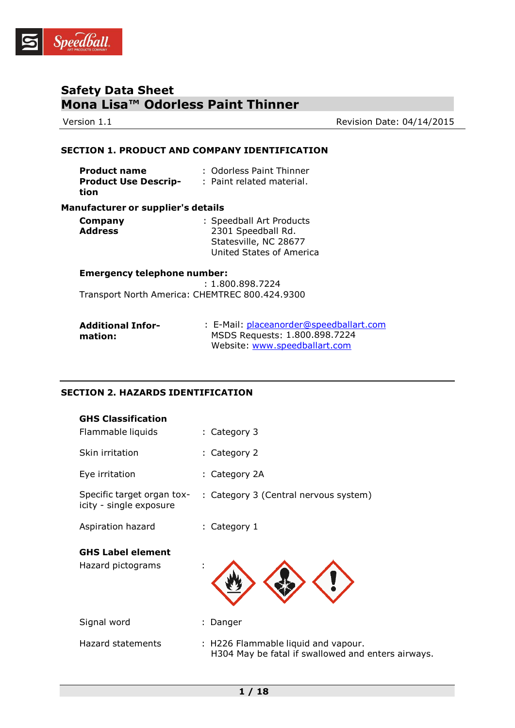# Safety Data Sheet

## Mona Lisa™ Odorless Paint Thinner

Version 1.1 Revision Date: 04/14/2015

### SECTION 1. PRODUCT AND COMPANY IDENTIFICATION

**Product name** : Odorless Paint Thinner

**Product Use Description** : Paint related material.

**Manufacturer or supplier's details**

**Company Address** : Speedball Art Products
2301 Speedball Rd.
Statesville, NC 28677
United States of America

**Emergency telephone number:**
: 1.800.898.7224
Transport North America: CHEMTREC 800.424.9300

**Additional Information:** : E-Mail: placeanorder@speedballart.com
MSDS Requests: 1.800.898.7224
Website: www.speedballart.com

### SECTION 2. HAZARDS IDENTIFICATION

**GHS Classification**

Flammable liquids : Category 3

Skin irritation : Category 2

Eye irritation : Category 2A

Specific target organ toxicity - single exposure : Category 3 (Central nervous system)

Aspiration hazard : Category 1

**GHS Label element**

Hazard pictograms :

Signal word : Danger

Hazard statements : H226 Flammable liquid and vapour.
H304 May be fatal if swallowed and enters airways.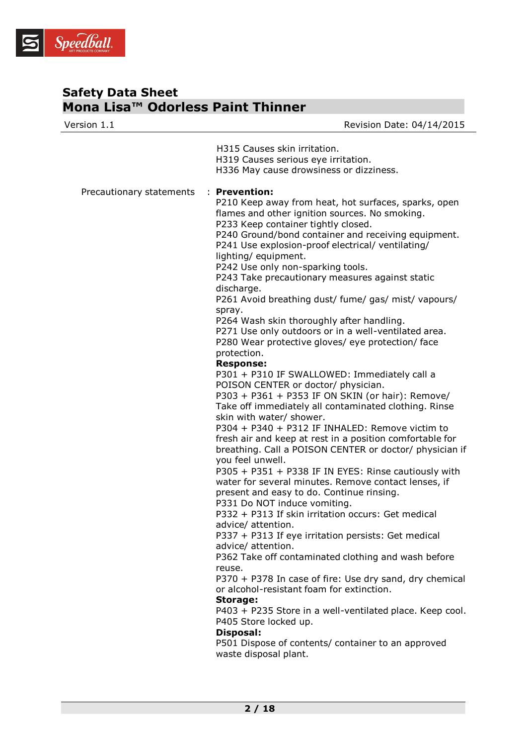H315 Causes skin irritation.
H319 Causes serious eye irritation.
H336 May cause drowsiness or dizziness.

Precautionary statements : **Prevention:**

P210 Keep away from heat, hot surfaces, sparks, open flames and other ignition sources. No smoking.
P233 Keep container tightly closed.
P240 Ground/bond container and receiving equipment.
P241 Use explosion-proof electrical/ ventilating/ lighting/ equipment.
P242 Use only non-sparking tools.
P243 Take precautionary measures against static discharge.
P261 Avoid breathing dust/ fume/ gas/ mist/ vapours/ spray.
P264 Wash skin thoroughly after handling.
P271 Use only outdoors or in a well-ventilated area.
P280 Wear protective gloves/ eye protection/ face protection.

**Response:**

P301 + P310 IF SWALLOWED: Immediately call a POISON CENTER or doctor/ physician.
P303 + P361 + P353 IF ON SKIN (or hair): Remove/ Take off immediately all contaminated clothing. Rinse skin with water/ shower.
P304 + P340 + P312 IF INHALED: Remove victim to fresh air and keep at rest in a position comfortable for breathing. Call a POISON CENTER or doctor/ physician if you feel unwell.
P305 + P351 + P338 IF IN EYES: Rinse cautiously with water for several minutes. Remove contact lenses, if present and easy to do. Continue rinsing.
P331 Do NOT induce vomiting.
P332 + P313 If skin irritation occurs: Get medical advice/ attention.
P337 + P313 If eye irritation persists: Get medical advice/ attention.
P362 Take off contaminated clothing and wash before reuse.
P370 + P378 In case of fire: Use dry sand, dry chemical or alcohol-resistant foam for extinction.

**Storage:**

P403 + P235 Store in a well-ventilated place. Keep cool.
P405 Store locked up.

**Disposal:**

P501 Dispose of contents/ container to an approved waste disposal plant.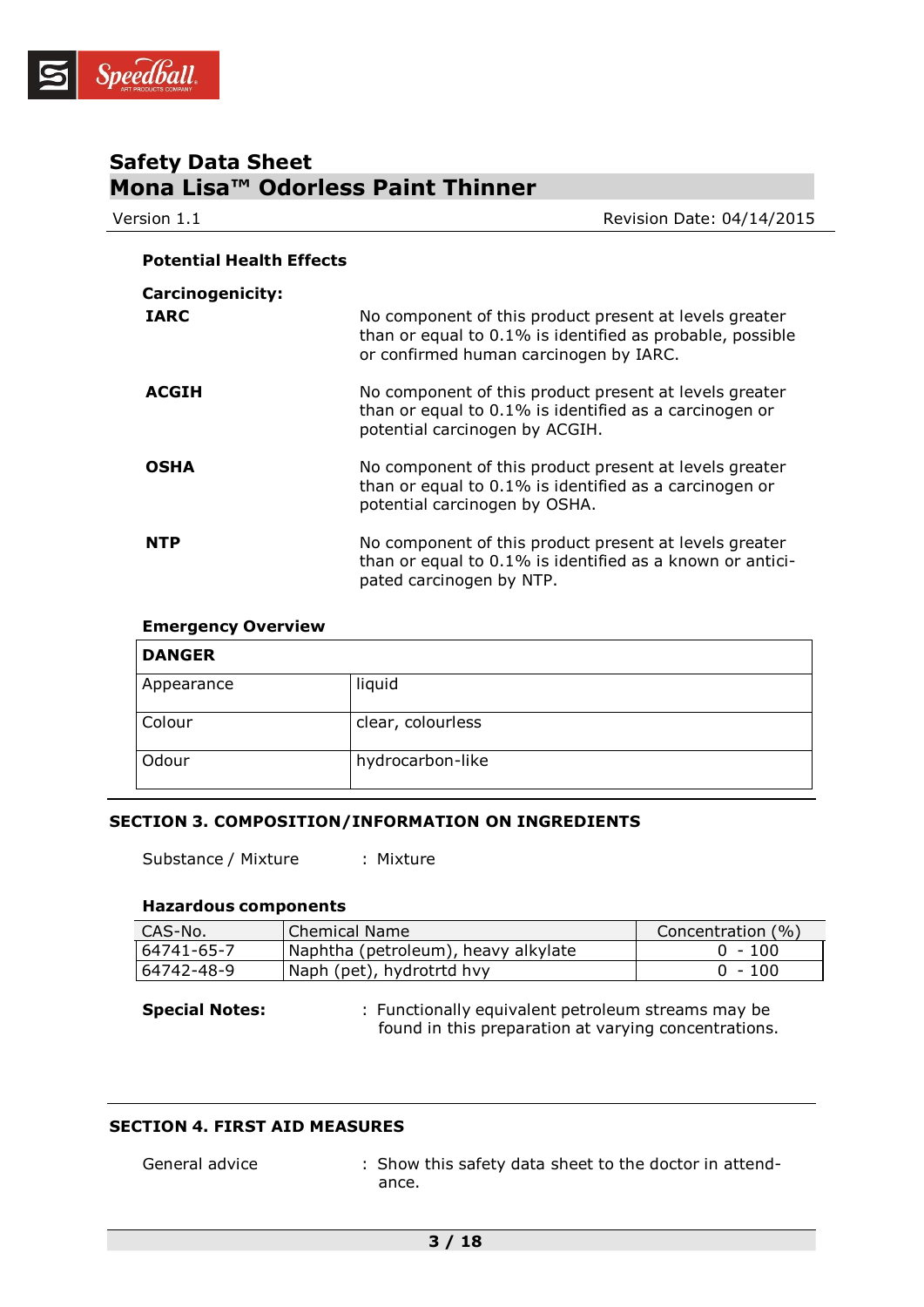### Potential Health Effects

**Carcinogenicity:**

| | |
|---|---|
| **IARC** | No component of this product present at levels greater than or equal to 0.1% is identified as probable, possible or confirmed human carcinogen by IARC. |
| **ACGIH** | No component of this product present at levels greater than or equal to 0.1% is identified as a carcinogen or potential carcinogen by ACGIH. |
| **OSHA** | No component of this product present at levels greater than or equal to 0.1% is identified as a carcinogen or potential carcinogen by OSHA. |
| **NTP** | No component of this product present at levels greater than or equal to 0.1% is identified as a known or anticipated carcinogen by NTP. |

### Emergency Overview

| **DANGER** | |
|---|---|
| Appearance | liquid |
| Colour | clear, colourless |
| Odour | hydrocarbon-like |

## SECTION 3. COMPOSITION/INFORMATION ON INGREDIENTS

Substance / Mixture : Mixture

### Hazardous components

| CAS-No. | Chemical Name | Concentration (%) |
|---|---|---|
| 64741-65-7 | Naphtha (petroleum), heavy alkylate | 0 - 100 |
| 64742-48-9 | Naph (pet), hydrotrtd hvy | 0 - 100 |

**Special Notes:** : Functionally equivalent petroleum streams may be found in this preparation at varying concentrations.

## SECTION 4. FIRST AID MEASURES

General advice : Show this safety data sheet to the doctor in attendance.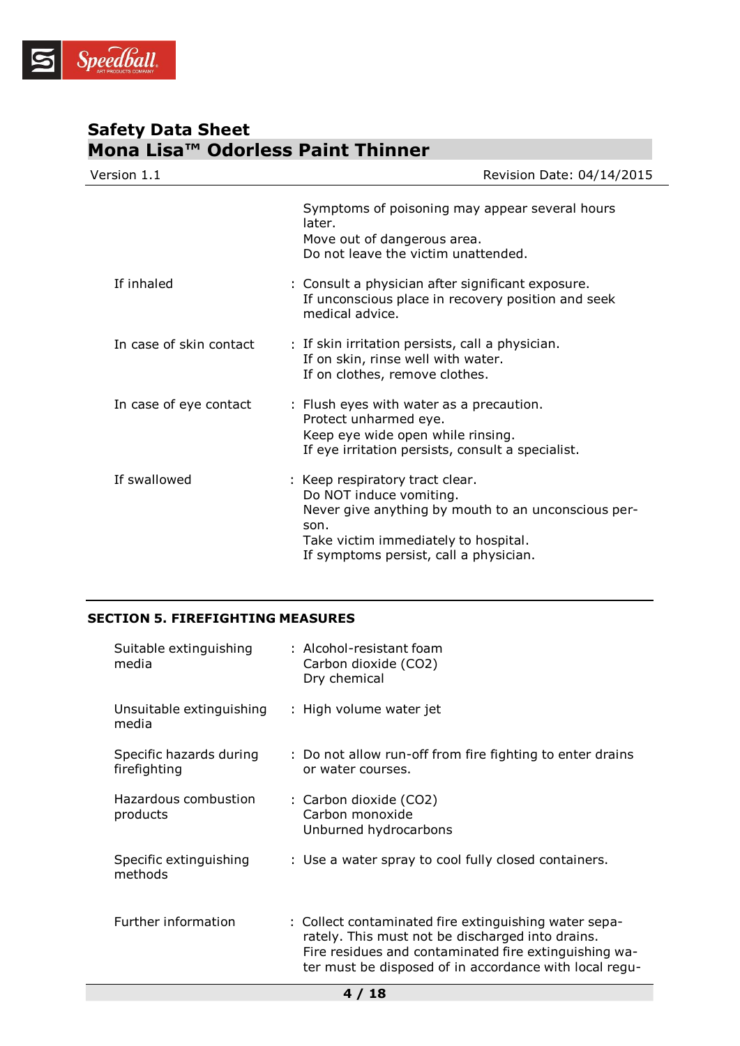| | |
|---|---|
| | Symptoms of poisoning may appear several hours later.<br>Move out of dangerous area.<br>Do not leave the victim unattended. |
| If inhaled | : Consult a physician after significant exposure.<br>If unconscious place in recovery position and seek medical advice. |
| In case of skin contact | : If skin irritation persists, call a physician.<br>If on skin, rinse well with water.<br>If on clothes, remove clothes. |
| In case of eye contact | : Flush eyes with water as a precaution.<br>Protect unharmed eye.<br>Keep eye wide open while rinsing.<br>If eye irritation persists, consult a specialist. |
| If swallowed | : Keep respiratory tract clear.<br>Do NOT induce vomiting.<br>Never give anything by mouth to an unconscious person.<br>Take victim immediately to hospital.<br>If symptoms persist, call a physician. |

## SECTION 5. FIREFIGHTING MEASURES

| | |
|---|---|
| Suitable extinguishing media | : Alcohol-resistant foam<br>Carbon dioxide ($CO_2$)<br>Dry chemical |
| Unsuitable extinguishing media | : High volume water jet |
| Specific hazards during firefighting | : Do not allow run-off from fire fighting to enter drains or water courses. |
| Hazardous combustion products | : Carbon dioxide ($CO_2$)<br>Carbon monoxide<br>Unburned hydrocarbons |
| Specific extinguishing methods | : Use a water spray to cool fully closed containers. |
| Further information | : Collect contaminated fire extinguishing water separately. This must not be discharged into drains.<br>Fire residues and contaminated fire extinguishing water must be disposed of in accordance with local regu- |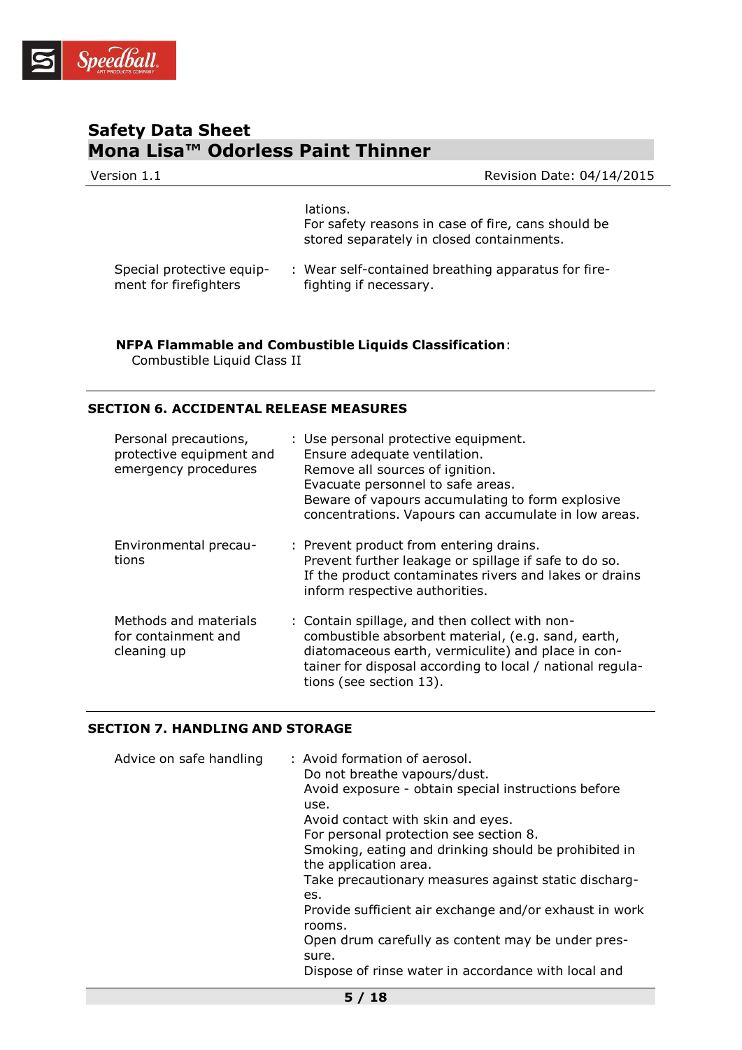lations.
For safety reasons in case of fire, cans should be stored separately in closed containments.

| | |
|---|---|
| Special protective equipment for firefighters | : Wear self-contained breathing apparatus for firefighting if necessary. |

**NFPA Flammable and Combustible Liquids Classification**:
Combustible Liquid Class II

## SECTION 6. ACCIDENTAL RELEASE MEASURES

| | |
|---|---|
| Personal precautions, protective equipment and emergency procedures | : Use personal protective equipment.<br>Ensure adequate ventilation.<br>Remove all sources of ignition.<br>Evacuate personnel to safe areas.<br>Beware of vapours accumulating to form explosive concentrations. Vapours can accumulate in low areas. |
| Environmental precautions | : Prevent product from entering drains.<br>Prevent further leakage or spillage if safe to do so.<br>If the product contaminates rivers and lakes or drains inform respective authorities. |
| Methods and materials for containment and cleaning up | : Contain spillage, and then collect with non-combustible absorbent material, (e.g. sand, earth, diatomaceous earth, vermiculite) and place in container for disposal according to local / national regulations (see section 13). |

## SECTION 7. HANDLING AND STORAGE

| | |
|---|---|
| Advice on safe handling | : Avoid formation of aerosol.<br>Do not breathe vapours/dust.<br>Avoid exposure - obtain special instructions before use.<br>Avoid contact with skin and eyes.<br>For personal protection see section 8.<br>Smoking, eating and drinking should be prohibited in the application area.<br>Take precautionary measures against static discharges.<br>Provide sufficient air exchange and/or exhaust in work rooms.<br>Open drum carefully as content may be under pressure.<br>Dispose of rinse water in accordance with local and |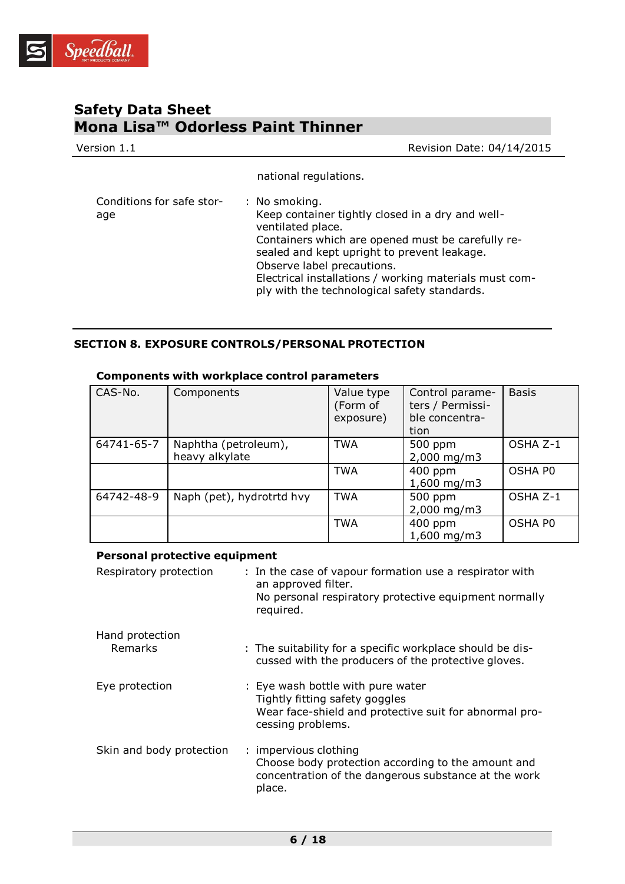national regulations.

Conditions for safe storage : No smoking.
Keep container tightly closed in a dry and well-ventilated place.
Containers which are opened must be carefully resealed and kept upright to prevent leakage.
Observe label precautions.
Electrical installations / working materials must comply with the technological safety standards.

## SECTION 8. EXPOSURE CONTROLS/PERSONAL PROTECTION

### Components with workplace control parameters

| CAS-No. | Components | Value type (Form of exposure) | Control parameters / Permissible concentration | Basis |
|---|---|---|---|---|
| 64741-65-7 | Naphtha (petroleum), heavy alkylate | TWA | 500 ppm 2,000 mg/m3 | OSHA Z-1 |
| | | TWA | 400 ppm 1,600 mg/m3 | OSHA P0 |
| 64742-48-9 | Naph (pet), hydrotrtd hvy | TWA | 500 ppm 2,000 mg/m3 | OSHA Z-1 |
| | | TWA | 400 ppm 1,600 mg/m3 | OSHA P0 |

### Personal protective equipment

Respiratory protection : In the case of vapour formation use a respirator with an approved filter.
No personal respiratory protective equipment normally required.

Hand protection
Remarks : The suitability for a specific workplace should be discussed with the producers of the protective gloves.

Eye protection : Eye wash bottle with pure water
Tightly fitting safety goggles
Wear face-shield and protective suit for abnormal processing problems.

Skin and body protection : impervious clothing
Choose body protection according to the amount and concentration of the dangerous substance at the work place.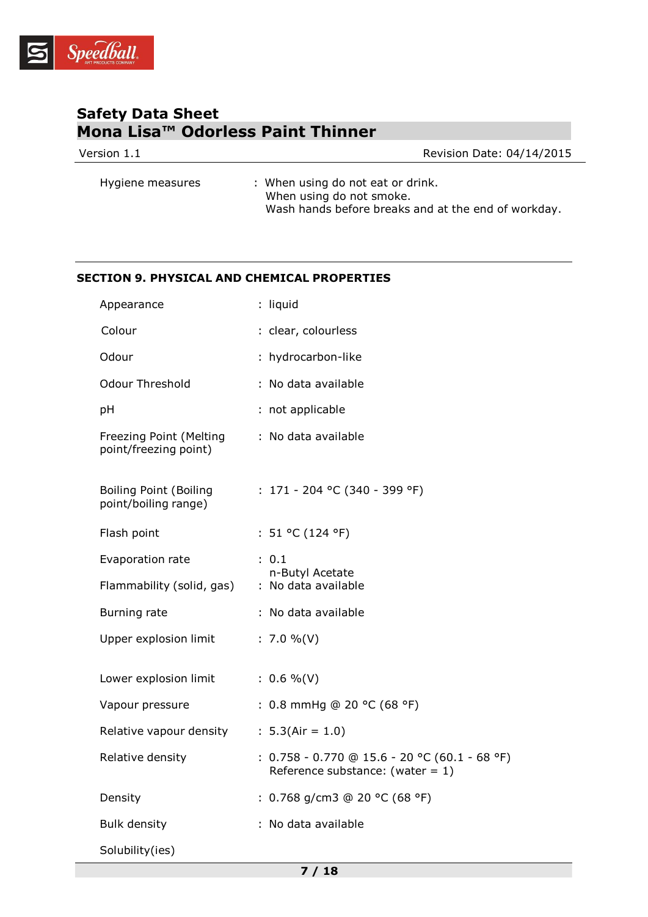| | | |
|---|---|---|
| Hygiene measures | : | When using do not eat or drink.<br>When using do not smoke.<br>Wash hands before breaks and at the end of workday. |

## SECTION 9. PHYSICAL AND CHEMICAL PROPERTIES

| | | |
|---|---|---|
| Appearance | : | liquid |
| Colour | : | clear, colourless |
| Odour | : | hydrocarbon-like |
| Odour Threshold | : | No data available |
| pH | : | not applicable |
| Freezing Point (Melting point/freezing point) | : | No data available |
| Boiling Point (Boiling point/boiling range) | : | 171 - 204 °C (340 - 399 °F) |
| Flash point | : | 51 °C (124 °F) |
| Evaporation rate | : | 0.1<br>n-Butyl Acetate |
| Flammability (solid, gas) | : | No data available |
| Burning rate | : | No data available |
| Upper explosion limit | : | 7.0 %(V) |
| Lower explosion limit | : | 0.6 %(V) |
| Vapour pressure | : | 0.8 mmHg @ 20 °C (68 °F) |
| Relative vapour density | : | 5.3(Air = 1.0) |
| Relative density | : | 0.758 - 0.770 @ 15.6 - 20 °C (60.1 - 68 °F)<br>Reference substance: (water = 1) |
| Density | : | 0.768 g/cm3 @ 20 °C (68 °F) |
| Bulk density | : | No data available |
| Solubility(ies) | | |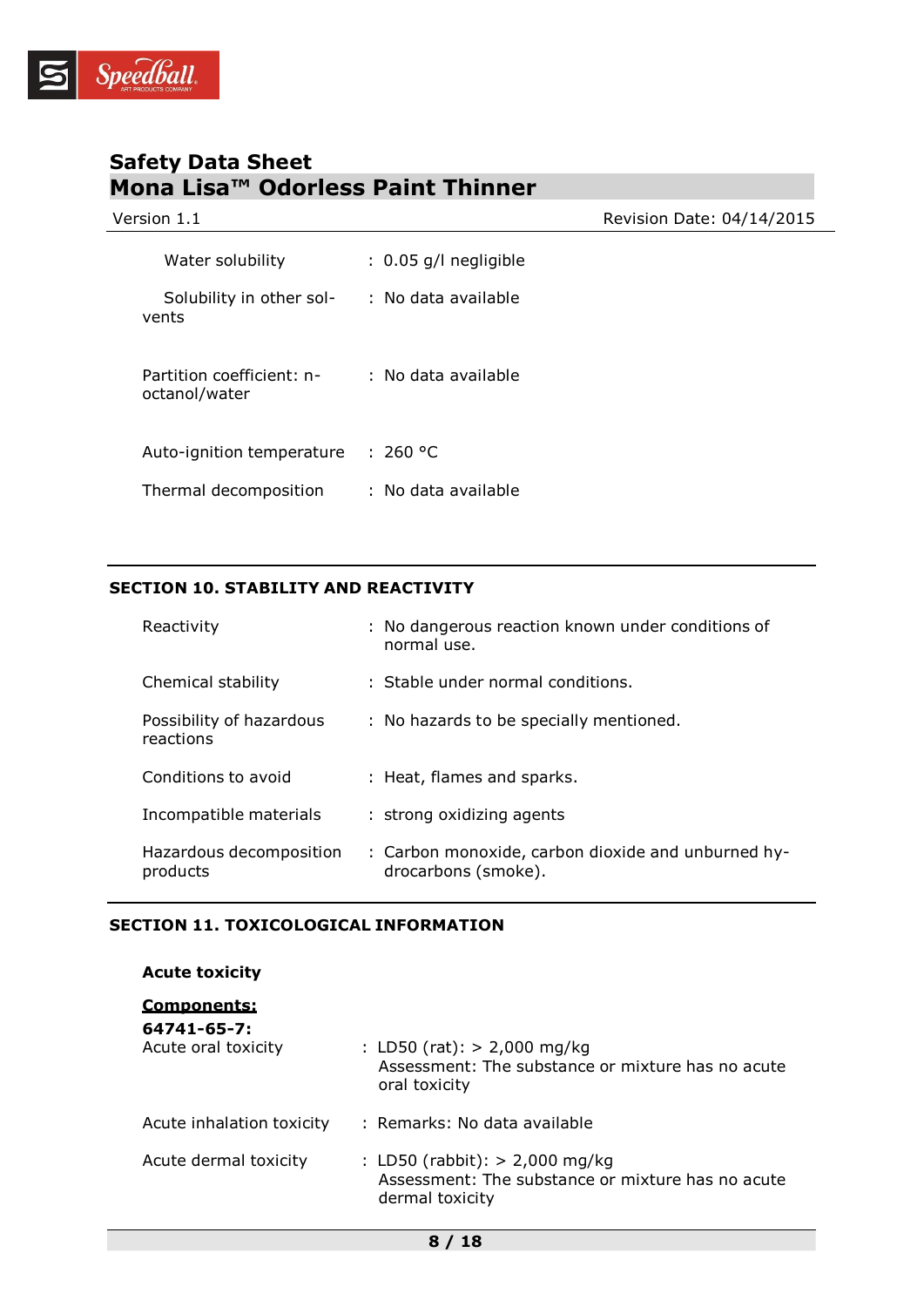| | | |
|---|---|---|
| Water solubility | : | 0.05 g/l negligible |
| Solubility in other solvents | : | No data available |
| Partition coefficient: n-octanol/water | : | No data available |
| Auto-ignition temperature | : | 260 °C |
| Thermal decomposition | : | No data available |

## SECTION 10. STABILITY AND REACTIVITY

| | | |
|---|---|---|
| Reactivity | : | No dangerous reaction known under conditions of normal use. |
| Chemical stability | : | Stable under normal conditions. |
| Possibility of hazardous reactions | : | No hazards to be specially mentioned. |
| Conditions to avoid | : | Heat, flames and sparks. |
| Incompatible materials | : | strong oxidizing agents |
| Hazardous decomposition products | : | Carbon monoxide, carbon dioxide and unburned hydrocarbons (smoke). |

## SECTION 11. TOXICOLOGICAL INFORMATION

**Acute toxicity**

**Components:**

**64741-65-7:**

| | | |
|---|---|---|
| Acute oral toxicity | : | LD50 (rat): > 2,000 mg/kg<br>Assessment: The substance or mixture has no acute oral toxicity |
| Acute inhalation toxicity | : | Remarks: No data available |
| Acute dermal toxicity | : | LD50 (rabbit): > 2,000 mg/kg<br>Assessment: The substance or mixture has no acute dermal toxicity |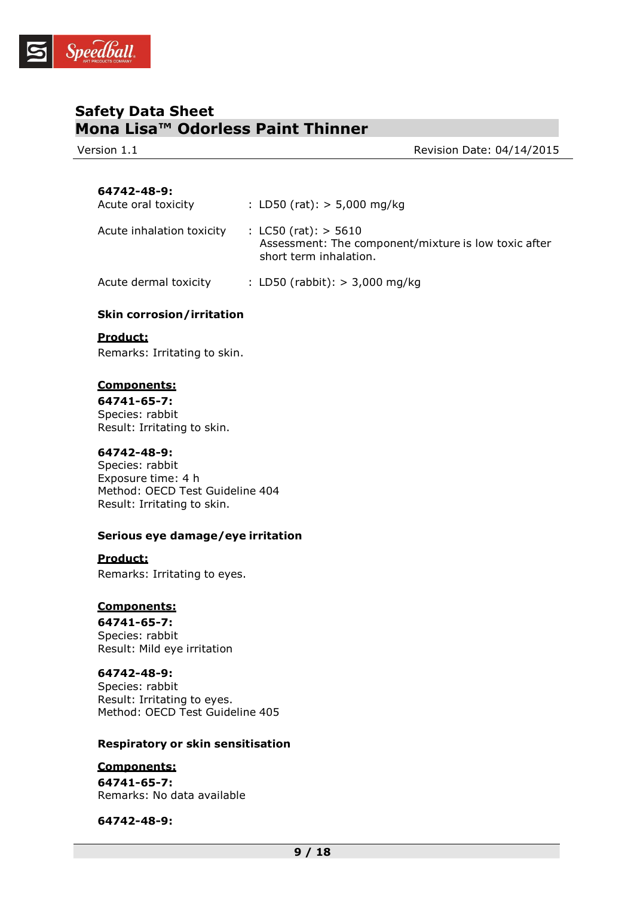**64742-48-9:**

Acute oral toxicity : LD50 (rat): > 5,000 mg/kg

Acute inhalation toxicity : LC50 (rat): > 5610
Assessment: The component/mixture is low toxic after short term inhalation.

Acute dermal toxicity : LD50 (rabbit): > 3,000 mg/kg

### Skin corrosion/irritation

**Product:**

Remarks: Irritating to skin.

**Components:**

**64741-65-7:**
Species: rabbit
Result: Irritating to skin.

**64742-48-9:**
Species: rabbit
Exposure time: 4 h
Method: OECD Test Guideline 404
Result: Irritating to skin.

### Serious eye damage/eye irritation

**Product:**

Remarks: Irritating to eyes.

**Components:**

**64741-65-7:**
Species: rabbit
Result: Mild eye irritation

**64742-48-9:**
Species: rabbit
Result: Irritating to eyes.
Method: OECD Test Guideline 405

### Respiratory or skin sensitisation

**Components:**

**64741-65-7:**
Remarks: No data available

**64742-48-9:**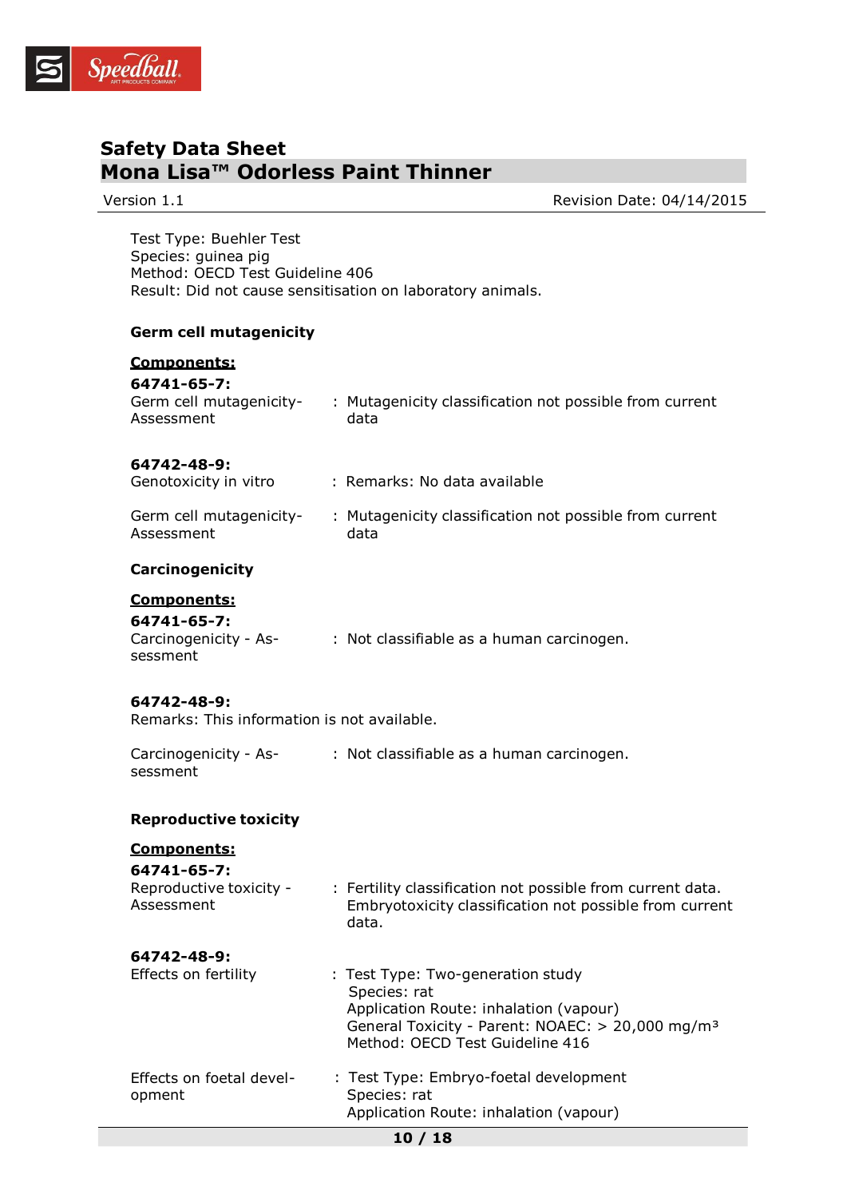Test Type: Buehler Test
Species: guinea pig
Method: OECD Test Guideline 406
Result: Did not cause sensitisation on laboratory animals.

**Germ cell mutagenicity**

**Components:**

**64741-65-7:**

Germ cell mutagenicity-Assessment : Mutagenicity classification not possible from current data

**64742-48-9:**

Genotoxicity in vitro : Remarks: No data available

Germ cell mutagenicity-Assessment : Mutagenicity classification not possible from current data

**Carcinogenicity**

**Components:**

**64741-65-7:**

Carcinogenicity - Assessment : Not classifiable as a human carcinogen.

**64742-48-9:**

Remarks: This information is not available.

Carcinogenicity - Assessment : Not classifiable as a human carcinogen.

**Reproductive toxicity**

**Components:**

**64741-65-7:**

Reproductive toxicity - Assessment : Fertility classification not possible from current data. Embryotoxicity classification not possible from current data.

**64742-48-9:**

Effects on fertility : Test Type: Two-generation study
Species: rat
Application Route: inhalation (vapour)
General Toxicity - Parent: NOAEC: > 20,000 mg/m³
Method: OECD Test Guideline 416

Effects on foetal development : Test Type: Embryo-foetal development
Species: rat
Application Route: inhalation (vapour)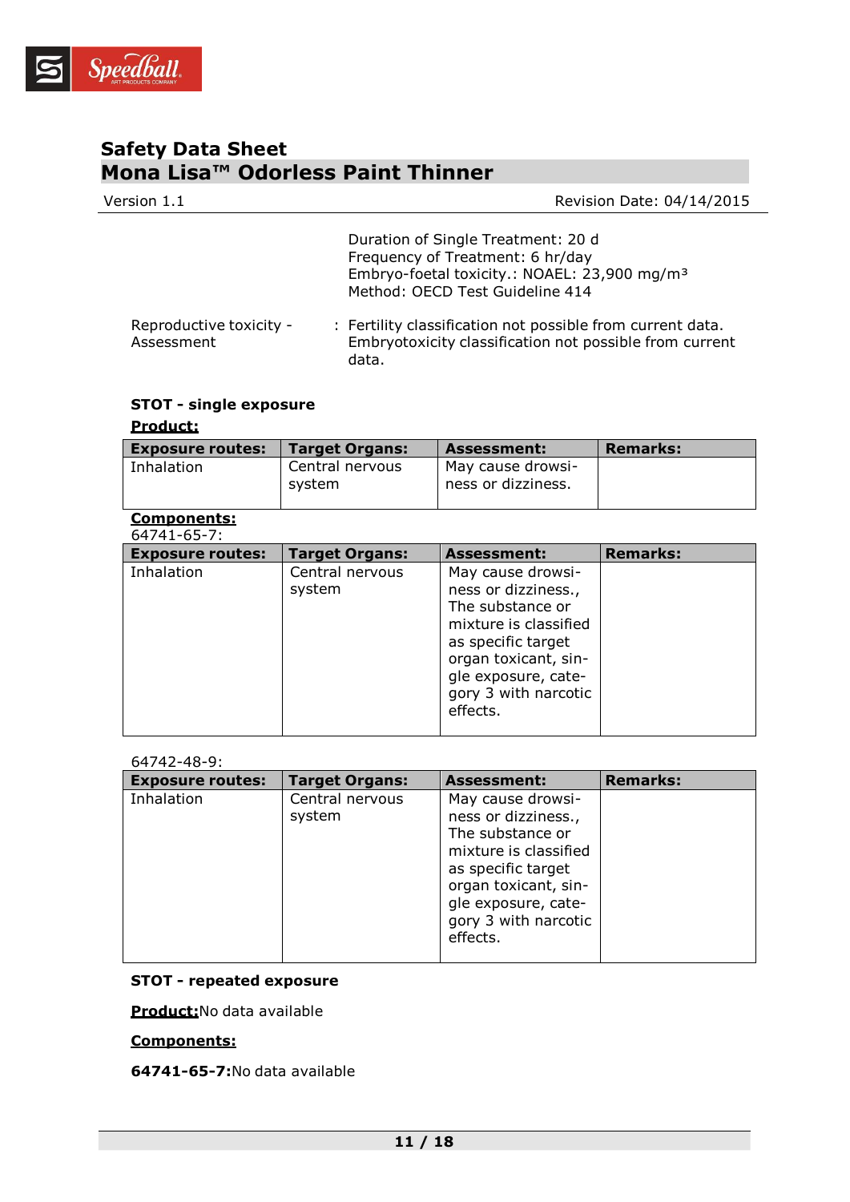Duration of Single Treatment: 20 d
Frequency of Treatment: 6 hr/day
Embryo-foetal toxicity.: NOAEL: 23,900 mg/m³
Method: OECD Test Guideline 414

Reproductive toxicity - Assessment : Fertility classification not possible from current data. Embryotoxicity classification not possible from current data.

**STOT - single exposure**

**Product:**

| Exposure routes: | Target Organs: | Assessment: | Remarks: |
|---|---|---|---|
| Inhalation | Central nervous system | May cause drowsiness or dizziness. | |

**Components:**

64741-65-7:

| Exposure routes: | Target Organs: | Assessment: | Remarks: |
|---|---|---|---|
| Inhalation | Central nervous system | May cause drowsiness or dizziness., The substance or mixture is classified as specific target organ toxicant, single exposure, category 3 with narcotic effects. | |

64742-48-9:

| Exposure routes: | Target Organs: | Assessment: | Remarks: |
|---|---|---|---|
| Inhalation | Central nervous system | May cause drowsiness or dizziness., The substance or mixture is classified as specific target organ toxicant, single exposure, category 3 with narcotic effects. | |

**STOT - repeated exposure**

**Product:**No data available

**Components:**

**64741-65-7:**No data available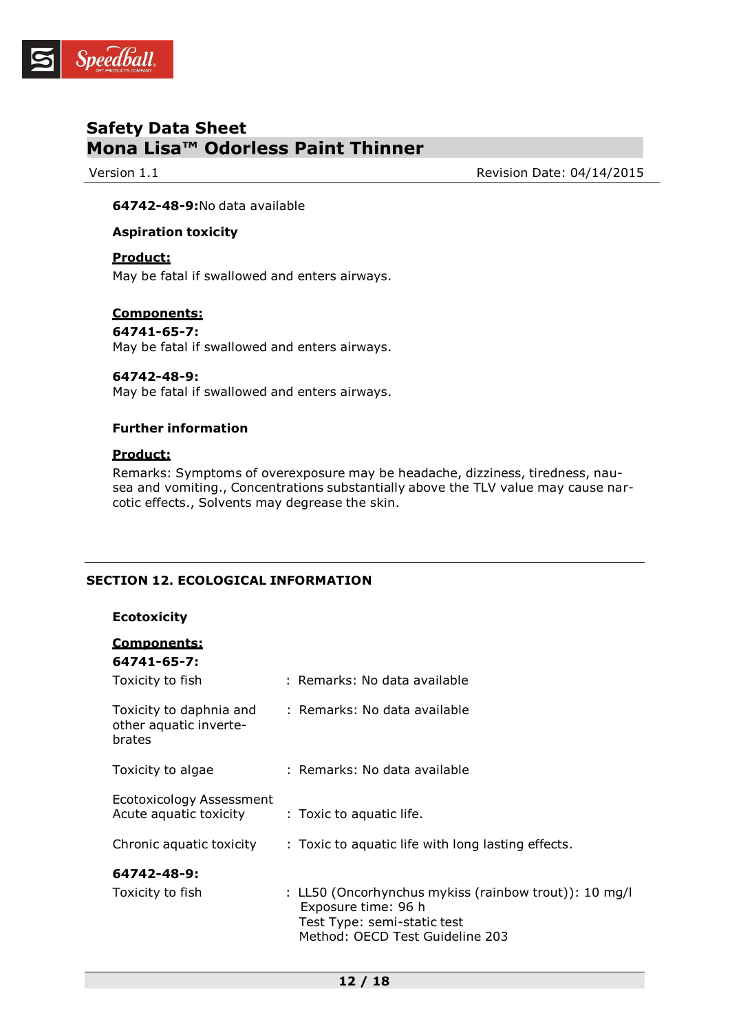**64742-48-9:**No data available

**Aspiration toxicity**

**Product:**

May be fatal if swallowed and enters airways.

**Components:**

**64741-65-7:**

May be fatal if swallowed and enters airways.

**64742-48-9:**

May be fatal if swallowed and enters airways.

**Further information**

**Product:**

Remarks: Symptoms of overexposure may be headache, dizziness, tiredness, nausea and vomiting., Concentrations substantially above the TLV value may cause narcotic effects., Solvents may degrease the skin.

## SECTION 12. ECOLOGICAL INFORMATION

**Ecotoxicity**

**Components:**

**64741-65-7:**

Toxicity to fish : Remarks: No data available

Toxicity to daphnia and other aquatic invertebrates : Remarks: No data available

Toxicity to algae : Remarks: No data available

Ecotoxicology Assessment
Acute aquatic toxicity : Toxic to aquatic life.

Chronic aquatic toxicity : Toxic to aquatic life with long lasting effects.

**64742-48-9:**

Toxicity to fish : LL50 (Oncorhynchus mykiss (rainbow trout)): 10 mg/l
Exposure time: 96 h
Test Type: semi-static test
Method: OECD Test Guideline 203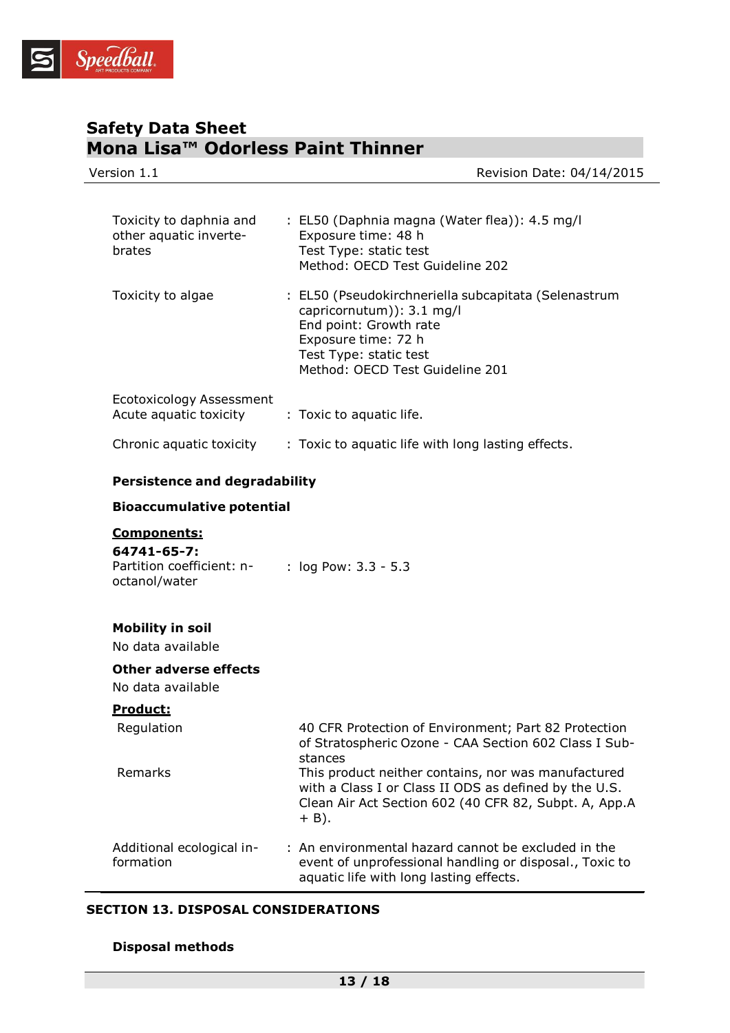| | |
|---|---|
| Toxicity to daphnia and other aquatic invertebrates | : EL50 (Daphnia magna (Water flea)): 4.5 mg/l<br>Exposure time: 48 h<br>Test Type: static test<br>Method: OECD Test Guideline 202 |
| Toxicity to algae | : EL50 (Pseudokirchneriella subcapitata (Selenastrum capricornutum)): 3.1 mg/l<br>End point: Growth rate<br>Exposure time: 72 h<br>Test Type: static test<br>Method: OECD Test Guideline 201 |

Ecotoxicology Assessment

| | |
|---|---|
| Acute aquatic toxicity | : Toxic to aquatic life. |
| Chronic aquatic toxicity | : Toxic to aquatic life with long lasting effects. |

**Persistence and degradability**

**Bioaccumulative potential**

**Components:**

**64741-65-7:**

| | |
|---|---|
| Partition coefficient: n-octanol/water | : log Pow: 3.3 - 5.3 |

**Mobility in soil**

No data available

**Other adverse effects**

No data available

**Product:**

| | |
|---|---|
| Regulation | 40 CFR Protection of Environment; Part 82 Protection of Stratospheric Ozone - CAA Section 602 Class I Substances |
| Remarks | This product neither contains, nor was manufactured with a Class I or Class II ODS as defined by the U.S. Clean Air Act Section 602 (40 CFR 82, Subpt. A, App.A + B). |
| Additional ecological information | : An environmental hazard cannot be excluded in the event of unprofessional handling or disposal., Toxic to aquatic life with long lasting effects. |

## SECTION 13. DISPOSAL CONSIDERATIONS

**Disposal methods**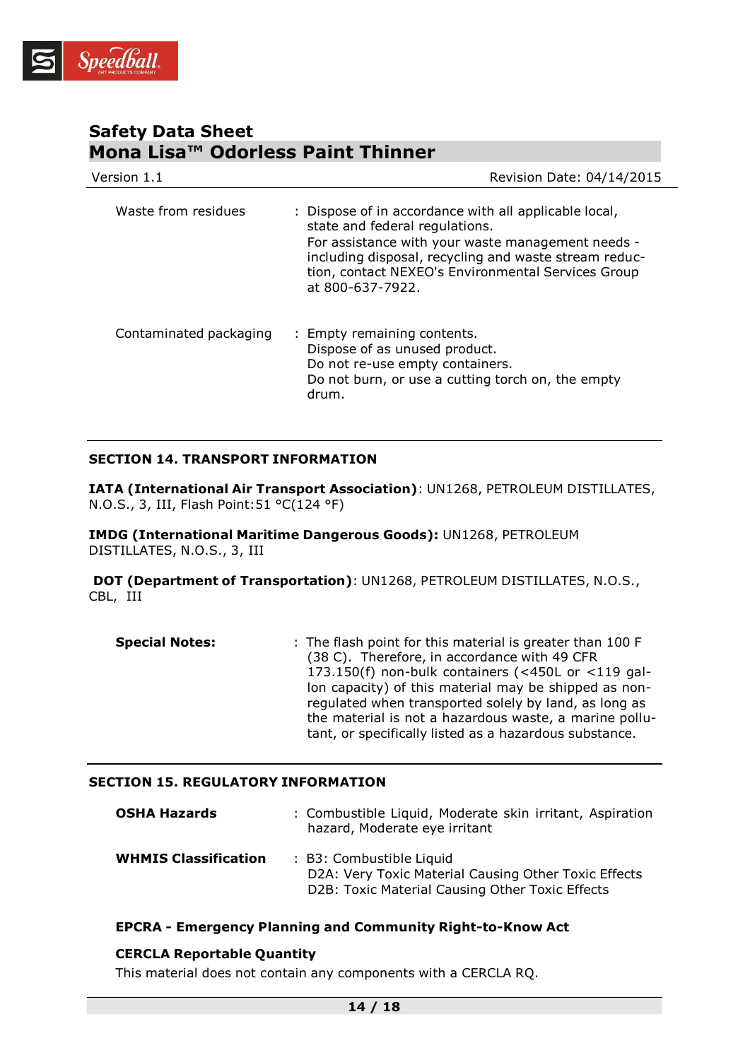| | |
|---|---|
| Waste from residues | : Dispose of in accordance with all applicable local, state and federal regulations. For assistance with your waste management needs - including disposal, recycling and waste stream reduction, contact NEXEO's Environmental Services Group at 800-637-7922. |
| Contaminated packaging | : Empty remaining contents. Dispose of as unused product. Do not re-use empty containers. Do not burn, or use a cutting torch on, the empty drum. |

## SECTION 14. TRANSPORT INFORMATION

**IATA (International Air Transport Association)**: UN1268, PETROLEUM DISTILLATES, N.O.S., 3, III, Flash Point:51 °C(124 °F)

**IMDG (International Maritime Dangerous Goods):** UN1268, PETROLEUM DISTILLATES, N.O.S., 3, III

**DOT (Department of Transportation)**: UN1268, PETROLEUM DISTILLATES, N.O.S., CBL, III

| | |
|---|---|
| **Special Notes:** | : The flash point for this material is greater than 100 F (38 C). Therefore, in accordance with 49 CFR 173.150(f) non-bulk containers (<450L or <119 gallon capacity) of this material may be shipped as non-regulated when transported solely by land, as long as the material is not a hazardous waste, a marine pollutant, or specifically listed as a hazardous substance. |

## SECTION 15. REGULATORY INFORMATION

| | |
|---|---|
| **OSHA Hazards** | : Combustible Liquid, Moderate skin irritant, Aspiration hazard, Moderate eye irritant |
| **WHMIS Classification** | : B3: Combustible Liquid<br>D2A: Very Toxic Material Causing Other Toxic Effects<br>D2B: Toxic Material Causing Other Toxic Effects |

**EPCRA - Emergency Planning and Community Right-to-Know Act**

**CERCLA Reportable Quantity**

This material does not contain any components with a CERCLA RQ.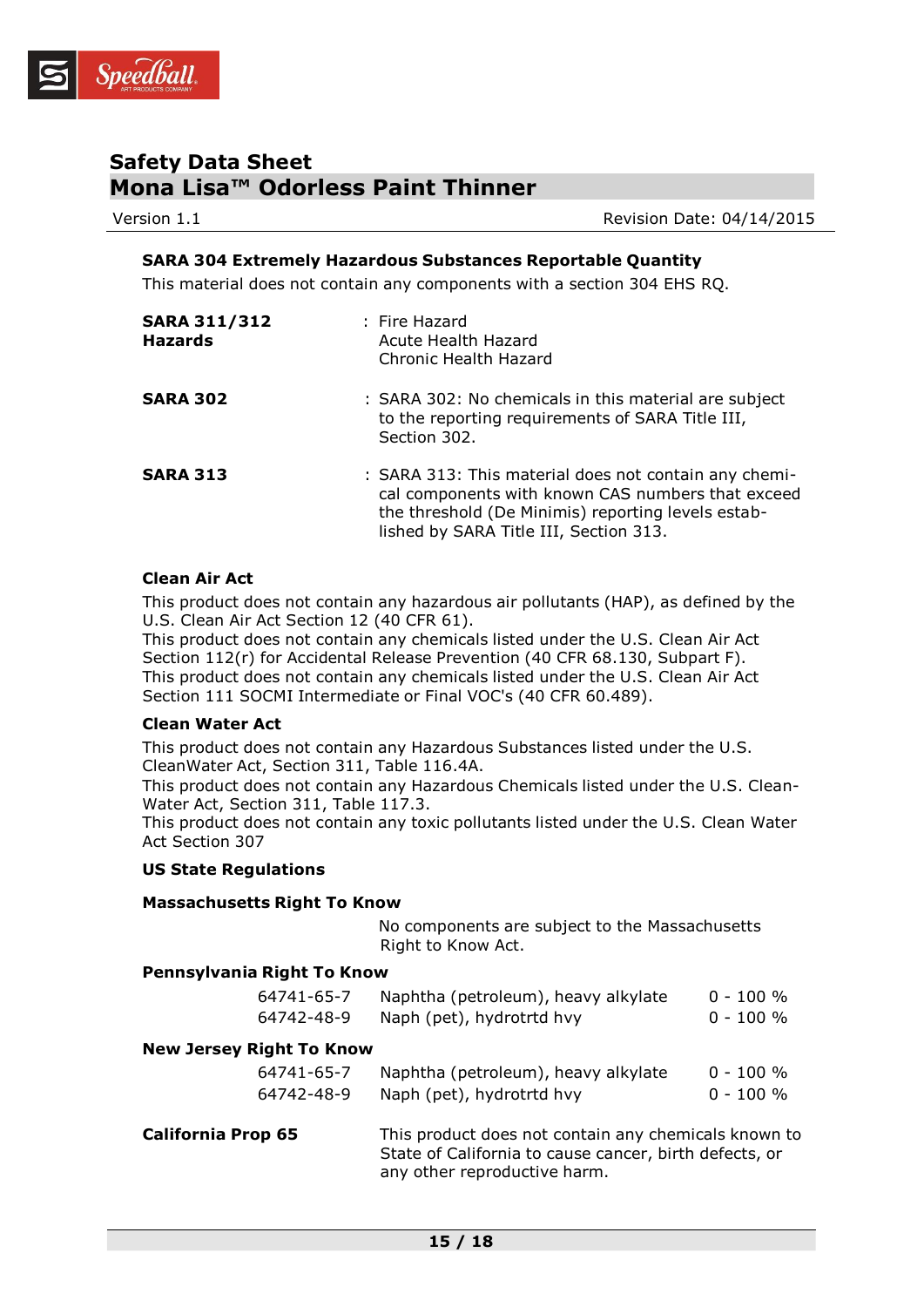**SARA 304 Extremely Hazardous Substances Reportable Quantity**

This material does not contain any components with a section 304 EHS RQ.

| | |
|---|---|
| **SARA 311/312 Hazards** | : Fire Hazard<br>Acute Health Hazard<br>Chronic Health Hazard |
| **SARA 302** | : SARA 302: No chemicals in this material are subject to the reporting requirements of SARA Title III, Section 302. |
| **SARA 313** | : SARA 313: This material does not contain any chemical components with known CAS numbers that exceed the threshold (De Minimis) reporting levels established by SARA Title III, Section 313. |

**Clean Air Act**

This product does not contain any hazardous air pollutants (HAP), as defined by the U.S. Clean Air Act Section 12 (40 CFR 61).
This product does not contain any chemicals listed under the U.S. Clean Air Act Section 112(r) for Accidental Release Prevention (40 CFR 68.130, Subpart F).
This product does not contain any chemicals listed under the U.S. Clean Air Act Section 111 SOCMI Intermediate or Final VOC's (40 CFR 60.489).

**Clean Water Act**

This product does not contain any Hazardous Substances listed under the U.S. CleanWater Act, Section 311, Table 116.4A.
This product does not contain any Hazardous Chemicals listed under the U.S. CleanWater Act, Section 311, Table 117.3.
This product does not contain any toxic pollutants listed under the U.S. Clean Water Act Section 307

**US State Regulations**

**Massachusetts Right To Know**

No components are subject to the Massachusetts Right to Know Act.

**Pennsylvania Right To Know**

| | | |
|---|---|---|
| 64741-65-7 | Naphtha (petroleum), heavy alkylate | 0 - 100 % |
| 64742-48-9 | Naph (pet), hydrotrtd hvy | 0 - 100 % |

**New Jersey Right To Know**

| | | |
|---|---|---|
| 64741-65-7 | Naphtha (petroleum), heavy alkylate | 0 - 100 % |
| 64742-48-9 | Naph (pet), hydrotrtd hvy | 0 - 100 % |

**California Prop 65**

This product does not contain any chemicals known to State of California to cause cancer, birth defects, or any other reproductive harm.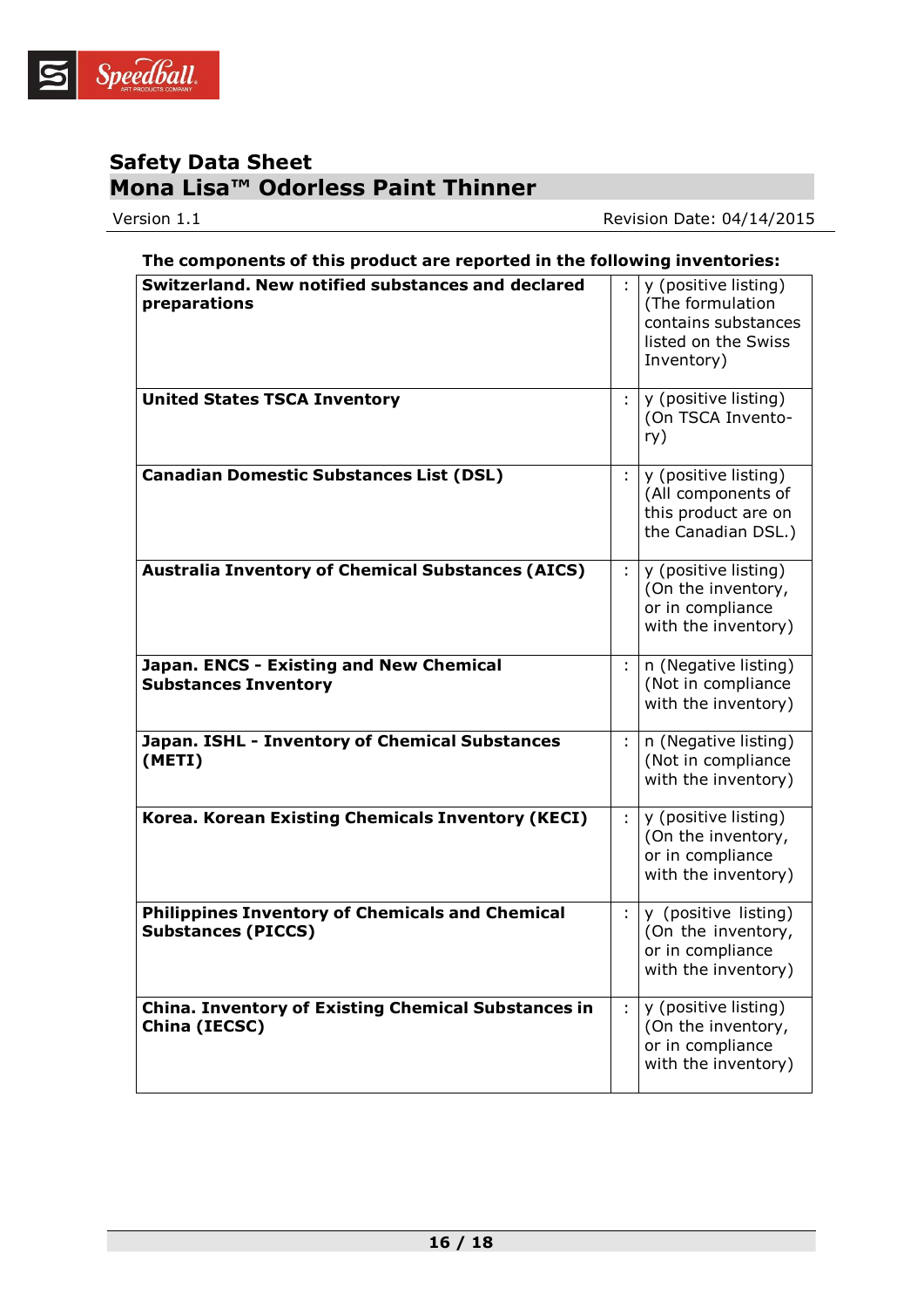**The components of this product are reported in the following inventories:**

| | | |
|---|---|---|
| **Switzerland. New notified substances and declared preparations** | : | y (positive listing) (The formulation contains substances listed on the Swiss Inventory) |
| **United States TSCA Inventory** | : | y (positive listing) (On TSCA Inventory) |
| **Canadian Domestic Substances List (DSL)** | : | y (positive listing) (All components of this product are on the Canadian DSL.) |
| **Australia Inventory of Chemical Substances (AICS)** | : | y (positive listing) (On the inventory, or in compliance with the inventory) |
| **Japan. ENCS - Existing and New Chemical Substances Inventory** | : | n (Negative listing) (Not in compliance with the inventory) |
| **Japan. ISHL - Inventory of Chemical Substances (METI)** | : | n (Negative listing) (Not in compliance with the inventory) |
| **Korea. Korean Existing Chemicals Inventory (KECI)** | : | y (positive listing) (On the inventory, or in compliance with the inventory) |
| **Philippines Inventory of Chemicals and Chemical Substances (PICCS)** | : | y (positive listing) (On the inventory, or in compliance with the inventory) |
| **China. Inventory of Existing Chemical Substances in China (IECSC)** | : | y (positive listing) (On the inventory, or in compliance with the inventory) |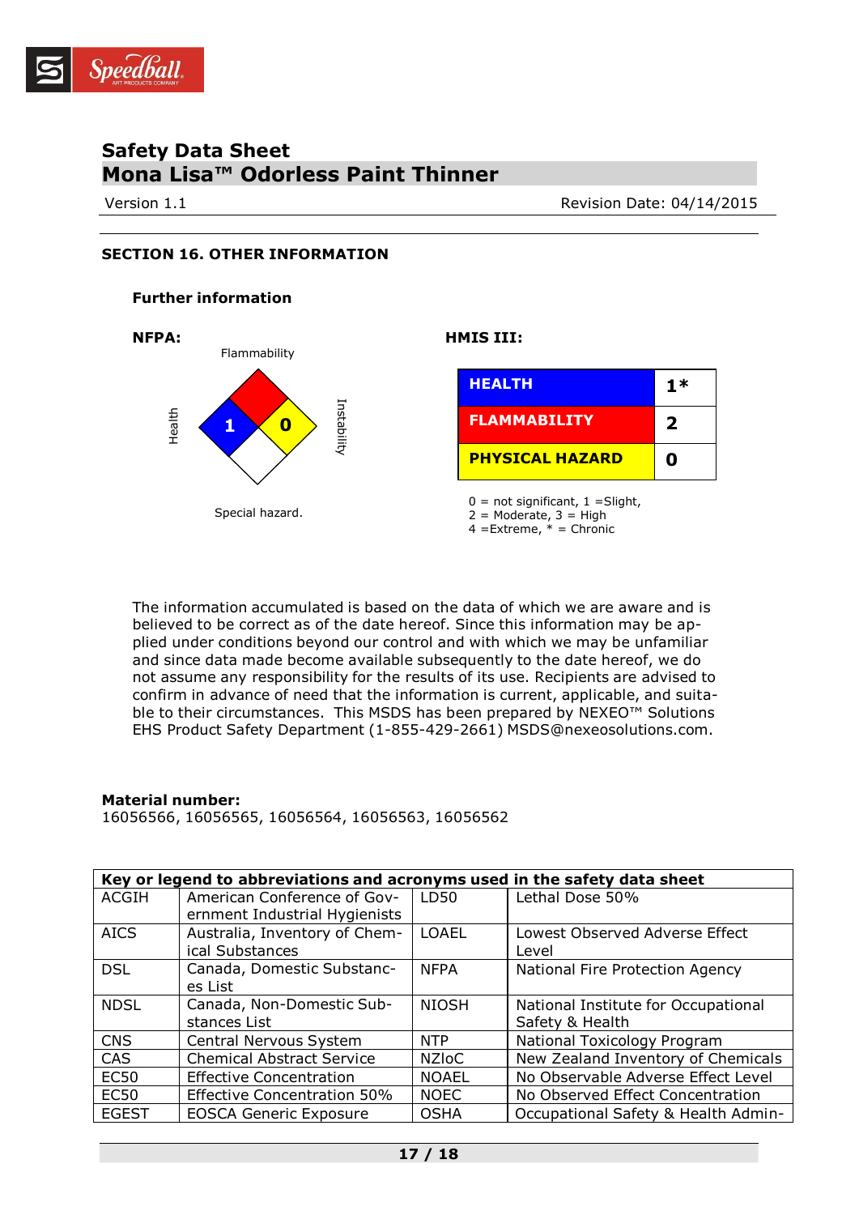## SECTION 16. OTHER INFORMATION

### Further information

**NFPA:**

Flammability

Health: 1

Instability: 0

Special hazard.

**HMIS III:**

| HEALTH | 1* |
|---|---|
| FLAMMABILITY | 2 |
| PHYSICAL HAZARD | 0 |

0 = not significant, 1 =Slight,
2 = Moderate, 3 = High
4 =Extreme, * = Chronic

The information accumulated is based on the data of which we are aware and is believed to be correct as of the date hereof. Since this information may be applied under conditions beyond our control and with which we may be unfamiliar and since data made become available subsequently to the date hereof, we do not assume any responsibility for the results of its use. Recipients are advised to confirm in advance of need that the information is current, applicable, and suitable to their circumstances. This MSDS has been prepared by NEXEO™ Solutions EHS Product Safety Department (1-855-429-2661) MSDS@nexeosolutions.com.

**Material number:**
16056566, 16056565, 16056564, 16056563, 16056562

| Key or legend to abbreviations and acronyms used in the safety data sheet | | | |
|---|---|---|---|
| ACGIH | American Conference of Government Industrial Hygienists | LD50 | Lethal Dose 50% |
| AICS | Australia, Inventory of Chemical Substances | LOAEL | Lowest Observed Adverse Effect Level |
| DSL | Canada, Domestic Substances List | NFPA | National Fire Protection Agency |
| NDSL | Canada, Non-Domestic Substances List | NIOSH | National Institute for Occupational Safety & Health |
| CNS | Central Nervous System | NTP | National Toxicology Program |
| CAS | Chemical Abstract Service | NZIoC | New Zealand Inventory of Chemicals |
| EC50 | Effective Concentration | NOAEL | No Observable Adverse Effect Level |
| EC50 | Effective Concentration 50% | NOEC | No Observed Effect Concentration |
| EGEST | EOSCA Generic Exposure | OSHA | Occupational Safety & Health Admin- |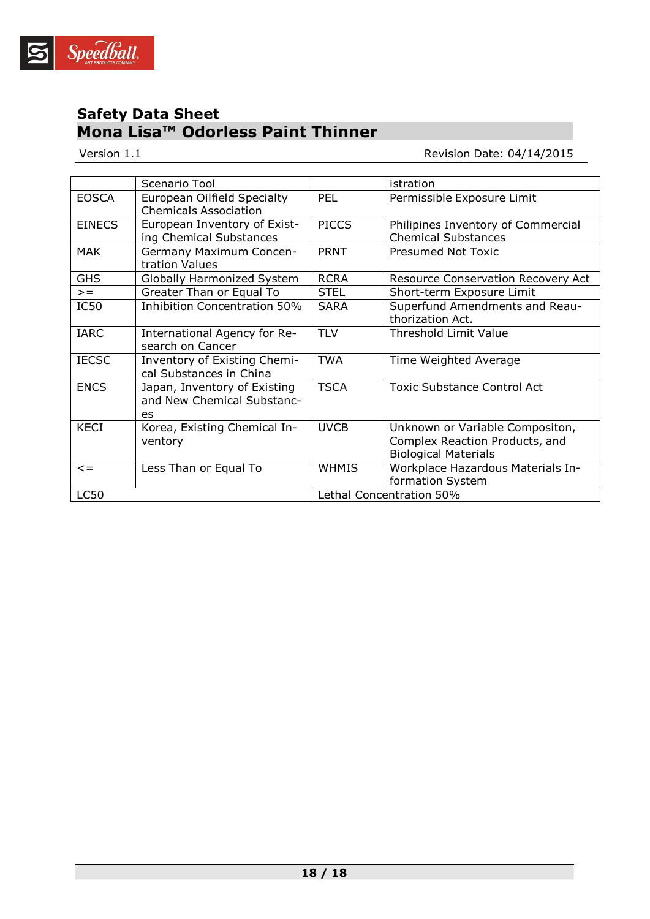# Safety Data Sheet

## Mona Lisa™ Odorless Paint Thinner

Version 1.1 Revision Date: 04/14/2015

| | | | |
|---|---|---|---|
| | Scenario Tool | | istration |
| EOSCA | European Oilfield Specialty Chemicals Association | PEL | Permissible Exposure Limit |
| EINECS | European Inventory of Existing Chemical Substances | PICCS | Philipines Inventory of Commercial Chemical Substances |
| MAK | Germany Maximum Concentration Values | PRNT | Presumed Not Toxic |
| GHS | Globally Harmonized System | RCRA | Resource Conservation Recovery Act |
| >= | Greater Than or Equal To | STEL | Short-term Exposure Limit |
| IC50 | Inhibition Concentration 50% | SARA | Superfund Amendments and Reauthorization Act. |
| IARC | International Agency for Research on Cancer | TLV | Threshold Limit Value |
| IECSC | Inventory of Existing Chemical Substances in China | TWA | Time Weighted Average |
| ENCS | Japan, Inventory of Existing and New Chemical Substances | TSCA | Toxic Substance Control Act |
| KECI | Korea, Existing Chemical Inventory | UVCB | Unknown or Variable Compositon, Complex Reaction Products, and Biological Materials |
| <= | Less Than or Equal To | WHMIS | Workplace Hazardous Materials Information System |
| LC50 | | Lethal Concentration 50% | |